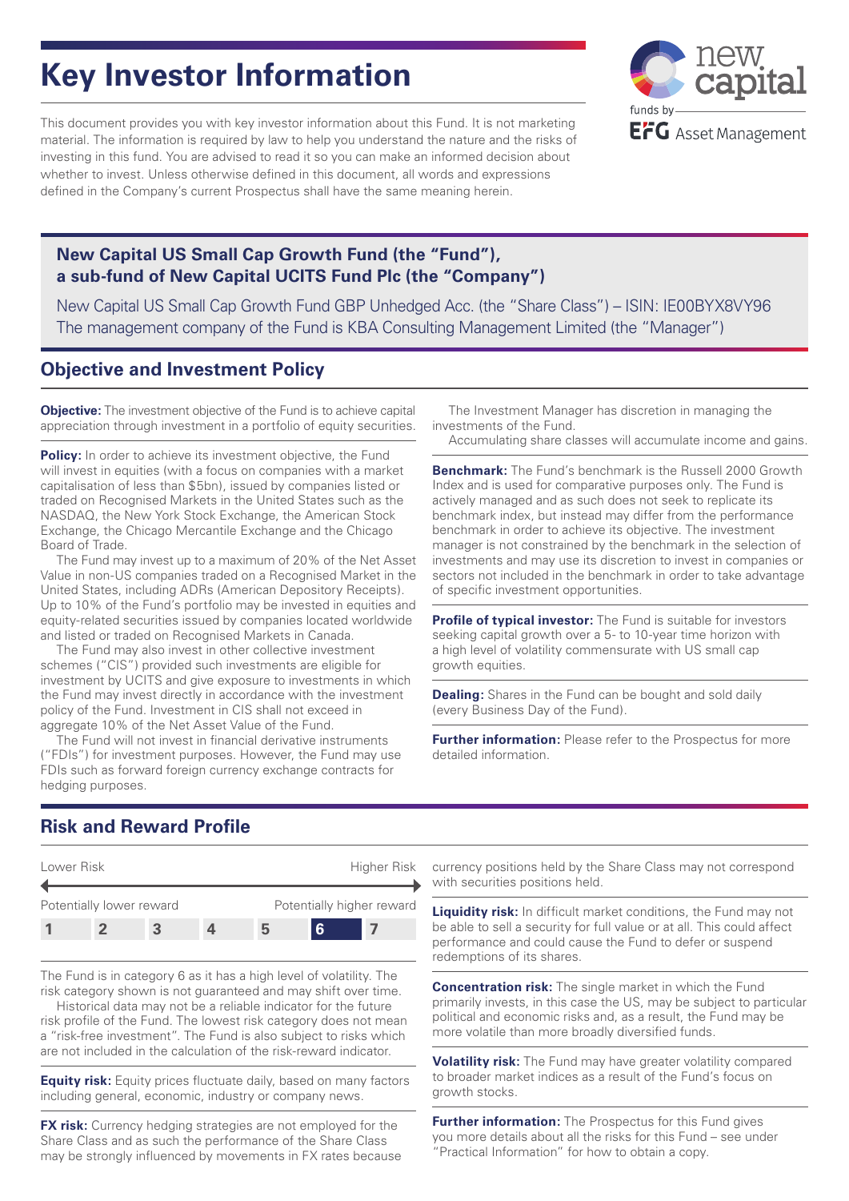# Key Investor Information

This document provides you with key investor information about this Fund. It is not marketing material. The information is required by law to help you understand the nature and the risks of investing in this fund. You are advised to read it so you can make an informed decision about whether to invest. Unless otherwise defined in this document, all words and expressions defined in the Company's current Prospectus shall have the same meaning herein.

### New Capital US Small Cap Growth Fund (the "Fund"), a sub-fund of New Capital UCITS Fund Plc (the "Company")

New Capital US Small Cap Growth Fund GBP Unhedged Acc. (the "Share Class") – ISIN: IE00BYX8VY96
The management company of the Fund is KBA Consulting Management Limited (the "Manager")

## Objective and Investment Policy

**Objective:** The investment objective of the Fund is to achieve capital appreciation through investment in a portfolio of equity securities.

**Policy:** In order to achieve its investment objective, the Fund will invest in equities (with a focus on companies with a market capitalisation of less than $5bn), issued by companies listed or traded on Recognised Markets in the United States such as the NASDAQ, the New York Stock Exchange, the American Stock Exchange, the Chicago Mercantile Exchange and the Chicago Board of Trade.

The Fund may invest up to a maximum of 20% of the Net Asset Value in non-US companies traded on a Recognised Market in the United States, including ADRs (American Depository Receipts). Up to 10% of the Fund's portfolio may be invested in equities and equity-related securities issued by companies located worldwide and listed or traded on Recognised Markets in Canada.

The Fund may also invest in other collective investment schemes ("CIS") provided such investments are eligible for investment by UCITS and give exposure to investments in which the Fund may invest directly in accordance with the investment policy of the Fund. Investment in CIS shall not exceed in aggregate 10% of the Net Asset Value of the Fund.

The Fund will not invest in financial derivative instruments ("FDIs") for investment purposes. However, the Fund may use FDIs such as forward foreign currency exchange contracts for hedging purposes.

The Investment Manager has discretion in managing the investments of the Fund.

Accumulating share classes will accumulate income and gains.

**Benchmark:** The Fund's benchmark is the Russell 2000 Growth Index and is used for comparative purposes only. The Fund is actively managed and as such does not seek to replicate its benchmark index, but instead may differ from the performance benchmark in order to achieve its objective. The investment manager is not constrained by the benchmark in the selection of investments and may use its discretion to invest in companies or sectors not included in the benchmark in order to take advantage of specific investment opportunities.

**Profile of typical investor:** The Fund is suitable for investors seeking capital growth over a 5- to 10-year time horizon with a high level of volatility commensurate with US small cap growth equities.

**Dealing:** Shares in the Fund can be bought and sold daily (every Business Day of the Fund).

**Further information:** Please refer to the Prospectus for more detailed information.

## Risk and Reward Profile

Lower Risk — Higher Risk

Potentially lower reward — Potentially higher reward

| 1 | 2 | 3 | 4 | 5 | **6** | 7 |
|---|---|---|---|---|---|---|

The Fund is in category 6 as it has a high level of volatility. The risk category shown is not guaranteed and may shift over time.

Historical data may not be a reliable indicator for the future risk profile of the Fund. The lowest risk category does not mean a "risk-free investment". The Fund is also subject to risks which are not included in the calculation of the risk-reward indicator.

**Equity risk:** Equity prices fluctuate daily, based on many factors including general, economic, industry or company news.

**FX risk:** Currency hedging strategies are not employed for the Share Class and as such the performance of the Share Class may be strongly influenced by movements in FX rates because currency positions held by the Share Class may not correspond with securities positions held.

**Liquidity risk:** In difficult market conditions, the Fund may not be able to sell a security for full value or at all. This could affect performance and could cause the Fund to defer or suspend redemptions of its shares.

**Concentration risk:** The single market in which the Fund primarily invests, in this case the US, may be subject to particular political and economic risks and, as a result, the Fund may be more volatile than more broadly diversified funds.

**Volatility risk:** The Fund may have greater volatility compared to broader market indices as a result of the Fund's focus on growth stocks.

**Further information:** The Prospectus for this Fund gives you more details about all the risks for this Fund – see under "Practical Information" for how to obtain a copy.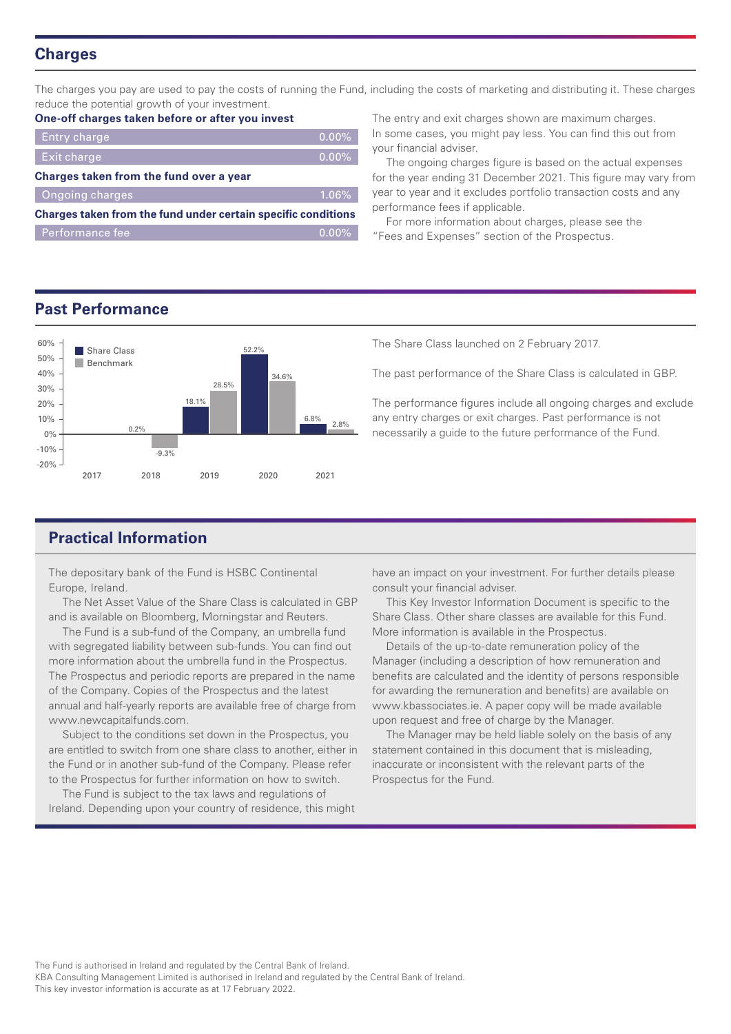## Charges

The charges you pay are used to pay the costs of running the Fund, including the costs of marketing and distributing it. These charges reduce the potential growth of your investment.

**One-off charges taken before or after you invest**

| | |
|---|---|
| Entry charge | 0.00% |
| Exit charge | 0.00% |

**Charges taken from the fund over a year**

| | |
|---|---|
| Ongoing charges | 1.06% |

**Charges taken from the fund under certain specific conditions**

| | |
|---|---|
| Performance fee | 0.00% |

The entry and exit charges shown are maximum charges. In some cases, you might pay less. You can find this out from your financial adviser.

The ongoing charges figure is based on the actual expenses for the year ending 31 December 2021. This figure may vary from year to year and it excludes portfolio transaction costs and any performance fees if applicable.

For more information about charges, please see the "Fees and Expenses" section of the Prospectus.

## Past Performance

Share Class
Benchmark

60%
50%
40%
30%
20%
10%
0%
-10%
-20%

0.2%
-9.3%
18.1%
28.5%
52.2%
34.6%
6.8%
2.8%

2017
2018
2019
2020
2021

The Share Class launched on 2 February 2017.

The past performance of the Share Class is calculated in GBP.

The performance figures include all ongoing charges and exclude any entry charges or exit charges. Past performance is not necessarily a guide to the future performance of the Fund.

## Practical Information

The depositary bank of the Fund is HSBC Continental Europe, Ireland.

The Net Asset Value of the Share Class is calculated in GBP and is available on Bloomberg, Morningstar and Reuters.

The Fund is a sub-fund of the Company, an umbrella fund with segregated liability between sub-funds. You can find out more information about the umbrella fund in the Prospectus. The Prospectus and periodic reports are prepared in the name of the Company. Copies of the Prospectus and the latest annual and half-yearly reports are available free of charge from www.newcapitalfunds.com.

Subject to the conditions set down in the Prospectus, you are entitled to switch from one share class to another, either in the Fund or in another sub-fund of the Company. Please refer to the Prospectus for further information on how to switch.

The Fund is subject to the tax laws and regulations of Ireland. Depending upon your country of residence, this might have an impact on your investment. For further details please consult your financial adviser.

This Key Investor Information Document is specific to the Share Class. Other share classes are available for this Fund. More information is available in the Prospectus.

Details of the up-to-date remuneration policy of the Manager (including a description of how remuneration and benefits are calculated and the identity of persons responsible for awarding the remuneration and benefits) are available on www.kbassociates.ie. A paper copy will be made available upon request and free of charge by the Manager.

The Manager may be held liable solely on the basis of any statement contained in this document that is misleading, inaccurate or inconsistent with the relevant parts of the Prospectus for the Fund.

The Fund is authorised in Ireland and regulated by the Central Bank of Ireland.
KBA Consulting Management Limited is authorised in Ireland and regulated by the Central Bank of Ireland.
This key investor information is accurate as at 17 February 2022.